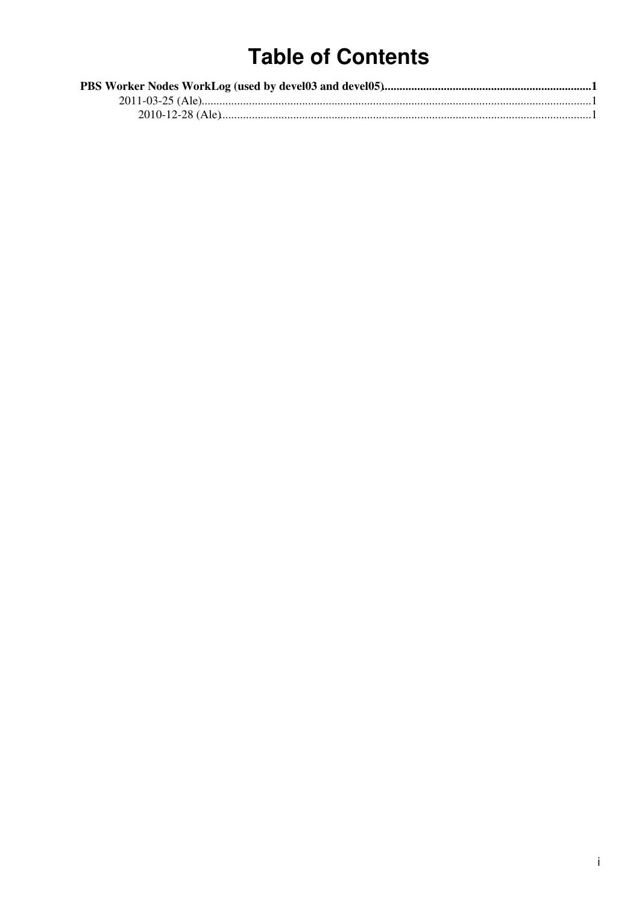# Table of Contents

**PBS Worker Nodes WorkLog (used by devel03 and devel05)......................................................................1**

- 2011-03-25 (Ale)...................................................................................................................................1
  - 2010-12-28 (Ale)............................................................................................................................1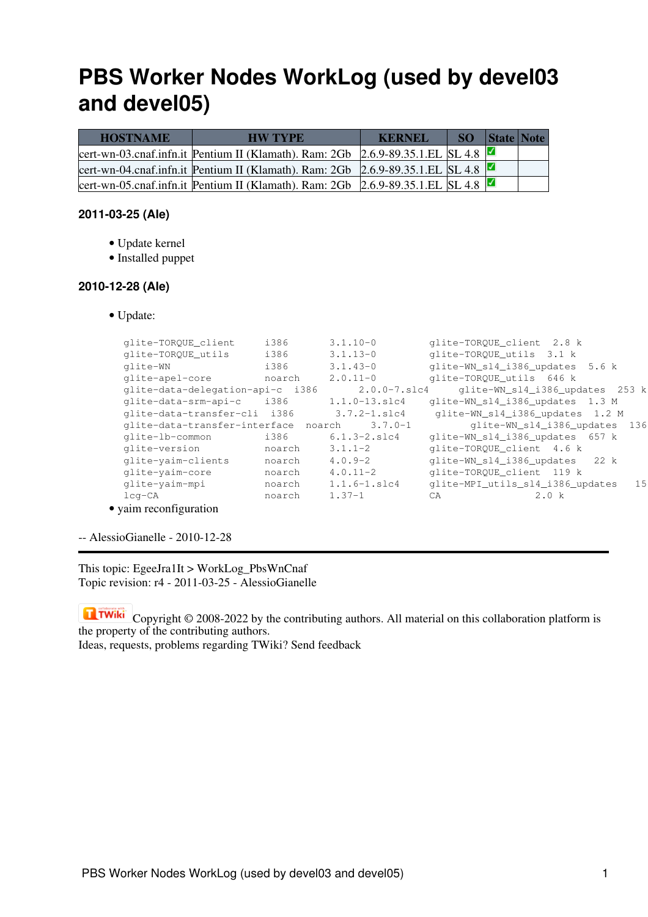# PBS Worker Nodes WorkLog (used by devel03 and devel05)

| HOSTNAME | HW TYPE | KERNEL | SO | State | Note |
|---|---|---|---|---|---|
| cert-wn-03.cnaf.infn.it | Pentium II (Klamath). Ram: 2Gb | 2.6.9-89.35.1.EL | SL 4.8 | ✅ | |
| cert-wn-04.cnaf.infn.it | Pentium II (Klamath). Ram: 2Gb | 2.6.9-89.35.1.EL | SL 4.8 | ✅ | |
| cert-wn-05.cnaf.infn.it | Pentium II (Klamath). Ram: 2Gb | 2.6.9-89.35.1.EL | SL 4.8 | ✅ | |

### 2011-03-25 (Ale)

- Update kernel
- Installed puppet

### 2010-12-28 (Ale)

- Update:

```
glite-TORQUE_client      i386       3.1.10-0        glite-TORQUE_client  2.8 k
glite-TORQUE_utils       i386       3.1.13-0        glite-TORQUE_utils  3.1 k
glite-WN                 i386       3.1.43-0        glite-WN_sl4_i386_updates  5.6 k
glite-apel-core          noarch     2.0.11-0        glite-TORQUE_utils  646 k
glite-data-delegation-api-c  i386       2.0.0-7.slc4     glite-WN_sl4_i386_updates  253 k
glite-data-srm-api-c     i386       1.1.0-13.slc4    glite-WN_sl4_i386_updates  1.3 M
glite-data-transfer-cli  i386       3.7.2-1.slc4     glite-WN_sl4_i386_updates  1.2 M
glite-data-transfer-interface  noarch     3.7.0-1          glite-WN_sl4_i386_updates  136
glite-lb-common          i386       6.1.3-2.slc4     glite-WN_sl4_i386_updates  657 k
glite-version            noarch     3.1.1-2         glite-TORQUE_client  4.6 k
glite-yaim-clients       noarch     4.0.9-2         glite-WN_sl4_i386_updates   22 k
glite-yaim-core          noarch     4.0.11-2        glite-TORQUE_client  119 k
glite-yaim-mpi           noarch     1.1.6-1.slc4    glite-MPI_utils_sl4_i386_updates   15
lcg-CA                   noarch     1.37-1          CA                  2.0 k
```

- yaim reconfiguration

-- AlessioGianelle - 2010-12-28

This topic: EgeeJra1It > WorkLog_PbsWnCnaf
Topic revision: r4 - 2011-03-25 - AlessioGianelle

Copyright © 2008-2022 by the contributing authors. All material on this collaboration platform is the property of the contributing authors.
Ideas, requests, problems regarding TWiki? Send feedback